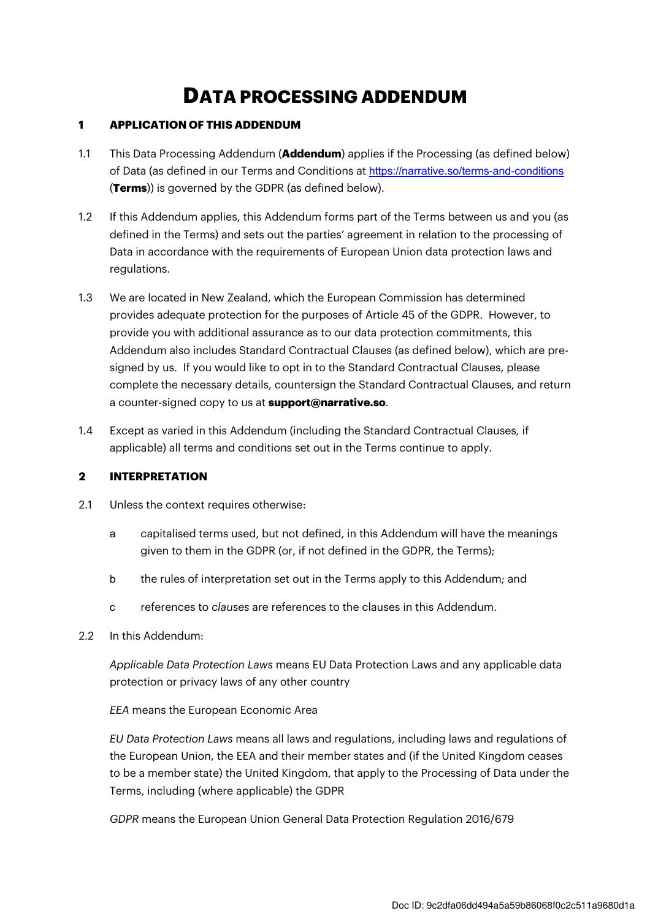# DATA PROCESSING ADDENDUM

## 1 APPLICATION OF THIS ADDENDUM

1.1 This Data Processing Addendum (**Addendum**) applies if the Processing (as defined below) of Data (as defined in our Terms and Conditions at https://narrative.so/terms-and-conditions (**Terms**)) is governed by the GDPR (as defined below).

1.2 If this Addendum applies, this Addendum forms part of the Terms between us and you (as defined in the Terms) and sets out the parties' agreement in relation to the processing of Data in accordance with the requirements of European Union data protection laws and regulations.

1.3 We are located in New Zealand, which the European Commission has determined provides adequate protection for the purposes of Article 45 of the GDPR. However, to provide you with additional assurance as to our data protection commitments, this Addendum also includes Standard Contractual Clauses (as defined below), which are pre-signed by us. If you would like to opt in to the Standard Contractual Clauses, please complete the necessary details, countersign the Standard Contractual Clauses, and return a counter-signed copy to us at **support@narrative.so**.

1.4 Except as varied in this Addendum (including the Standard Contractual Clauses, if applicable) all terms and conditions set out in the Terms continue to apply.

## 2 INTERPRETATION

2.1 Unless the context requires otherwise:

a capitalised terms used, but not defined, in this Addendum will have the meanings given to them in the GDPR (or, if not defined in the GDPR, the Terms);

b the rules of interpretation set out in the Terms apply to this Addendum; and

c references to *clauses* are references to the clauses in this Addendum.

2.2 In this Addendum:

*Applicable Data Protection Laws* means EU Data Protection Laws and any applicable data protection or privacy laws of any other country

*EEA* means the European Economic Area

*EU Data Protection Laws* means all laws and regulations, including laws and regulations of the European Union, the EEA and their member states and (if the United Kingdom ceases to be a member state) the United Kingdom, that apply to the Processing of Data under the Terms, including (where applicable) the GDPR

*GDPR* means the European Union General Data Protection Regulation 2016/679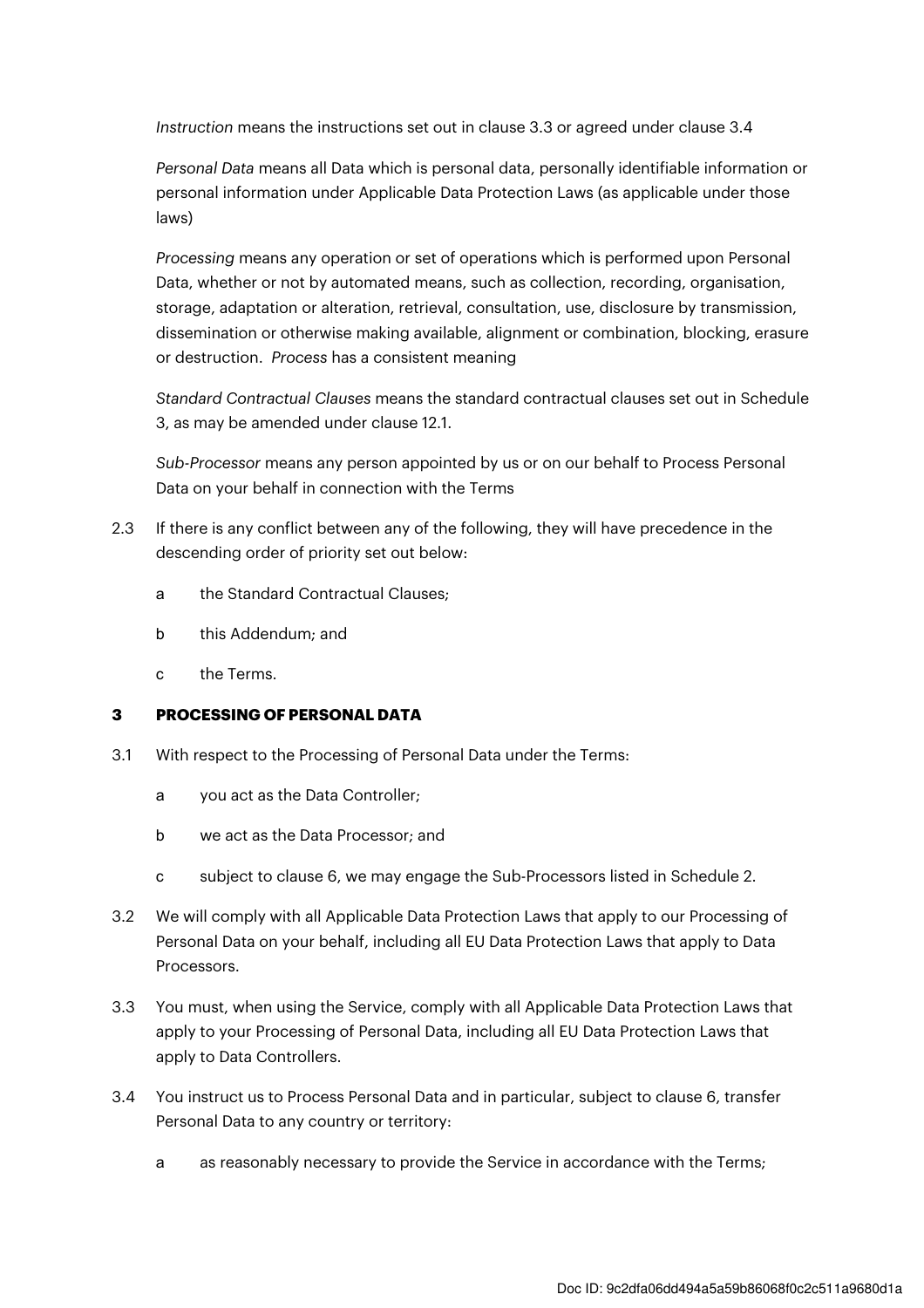*Instruction* means the instructions set out in clause 3.3 or agreed under clause 3.4

*Personal Data* means all Data which is personal data, personally identifiable information or personal information under Applicable Data Protection Laws (as applicable under those laws)

*Processing* means any operation or set of operations which is performed upon Personal Data, whether or not by automated means, such as collection, recording, organisation, storage, adaptation or alteration, retrieval, consultation, use, disclosure by transmission, dissemination or otherwise making available, alignment or combination, blocking, erasure or destruction. *Process* has a consistent meaning

*Standard Contractual Clauses* means the standard contractual clauses set out in Schedule 3, as may be amended under clause 12.1.

*Sub-Processor* means any person appointed by us or on our behalf to Process Personal Data on your behalf in connection with the Terms

2.3 If there is any conflict between any of the following, they will have precedence in the descending order of priority set out below:

a the Standard Contractual Clauses;

b this Addendum; and

c the Terms.

## 3 PROCESSING OF PERSONAL DATA

3.1 With respect to the Processing of Personal Data under the Terms:

a you act as the Data Controller;

b we act as the Data Processor; and

c subject to clause 6, we may engage the Sub-Processors listed in Schedule 2.

3.2 We will comply with all Applicable Data Protection Laws that apply to our Processing of Personal Data on your behalf, including all EU Data Protection Laws that apply to Data Processors.

3.3 You must, when using the Service, comply with all Applicable Data Protection Laws that apply to your Processing of Personal Data, including all EU Data Protection Laws that apply to Data Controllers.

3.4 You instruct us to Process Personal Data and in particular, subject to clause 6, transfer Personal Data to any country or territory:

a as reasonably necessary to provide the Service in accordance with the Terms;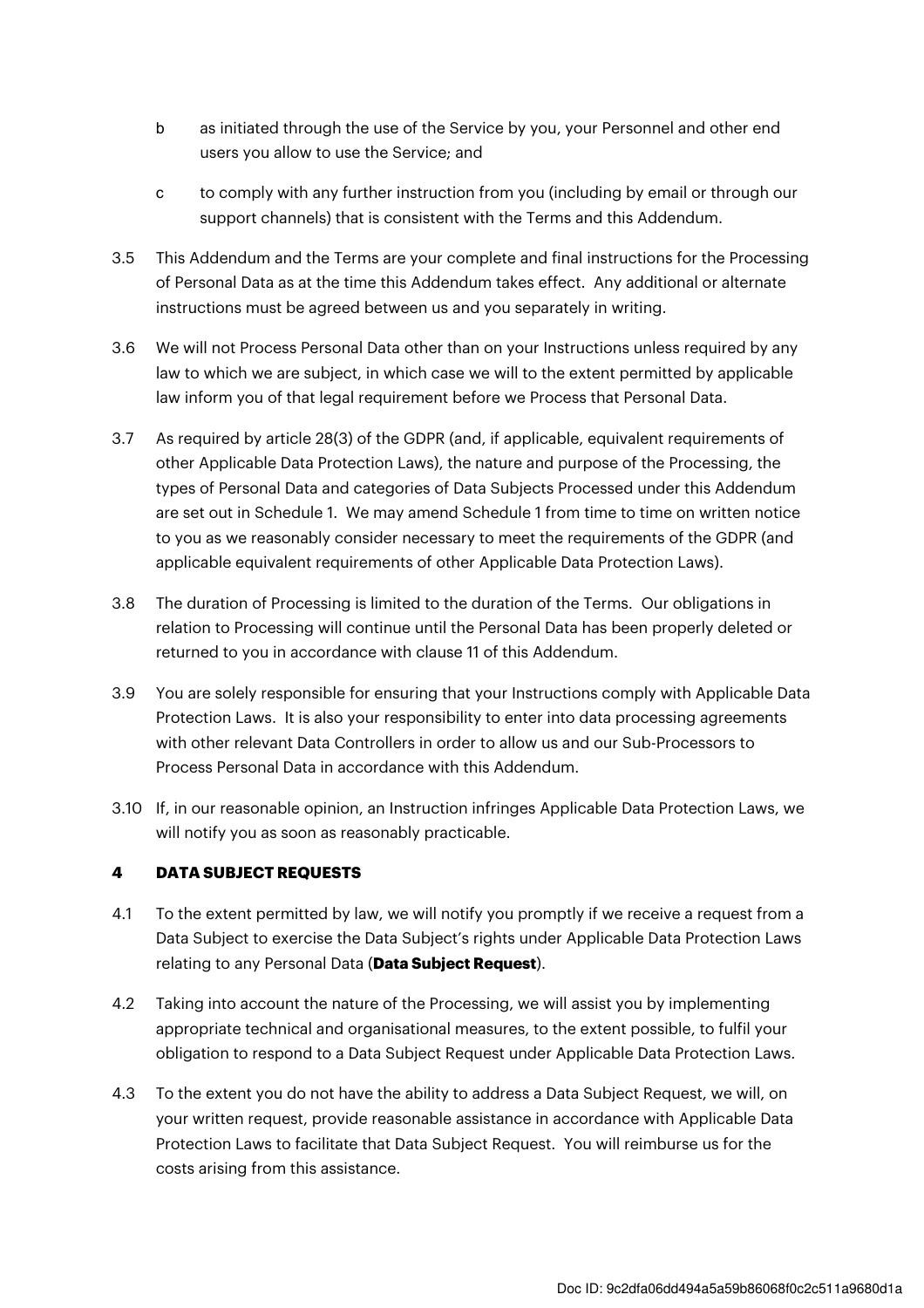b as initiated through the use of the Service by you, your Personnel and other end users you allow to use the Service; and

c to comply with any further instruction from you (including by email or through our support channels) that is consistent with the Terms and this Addendum.

3.5 This Addendum and the Terms are your complete and final instructions for the Processing of Personal Data as at the time this Addendum takes effect. Any additional or alternate instructions must be agreed between us and you separately in writing.

3.6 We will not Process Personal Data other than on your Instructions unless required by any law to which we are subject, in which case we will to the extent permitted by applicable law inform you of that legal requirement before we Process that Personal Data.

3.7 As required by article 28(3) of the GDPR (and, if applicable, equivalent requirements of other Applicable Data Protection Laws), the nature and purpose of the Processing, the types of Personal Data and categories of Data Subjects Processed under this Addendum are set out in Schedule 1. We may amend Schedule 1 from time to time on written notice to you as we reasonably consider necessary to meet the requirements of the GDPR (and applicable equivalent requirements of other Applicable Data Protection Laws).

3.8 The duration of Processing is limited to the duration of the Terms. Our obligations in relation to Processing will continue until the Personal Data has been properly deleted or returned to you in accordance with clause 11 of this Addendum.

3.9 You are solely responsible for ensuring that your Instructions comply with Applicable Data Protection Laws. It is also your responsibility to enter into data processing agreements with other relevant Data Controllers in order to allow us and our Sub-Processors to Process Personal Data in accordance with this Addendum.

3.10 If, in our reasonable opinion, an Instruction infringes Applicable Data Protection Laws, we will notify you as soon as reasonably practicable.

## 4 DATA SUBJECT REQUESTS

4.1 To the extent permitted by law, we will notify you promptly if we receive a request from a Data Subject to exercise the Data Subject's rights under Applicable Data Protection Laws relating to any Personal Data (**Data Subject Request**).

4.2 Taking into account the nature of the Processing, we will assist you by implementing appropriate technical and organisational measures, to the extent possible, to fulfil your obligation to respond to a Data Subject Request under Applicable Data Protection Laws.

4.3 To the extent you do not have the ability to address a Data Subject Request, we will, on your written request, provide reasonable assistance in accordance with Applicable Data Protection Laws to facilitate that Data Subject Request. You will reimburse us for the costs arising from this assistance.

Doc ID: 9c2dfa06dd494a5a59b86068f0c2c511a9680d1a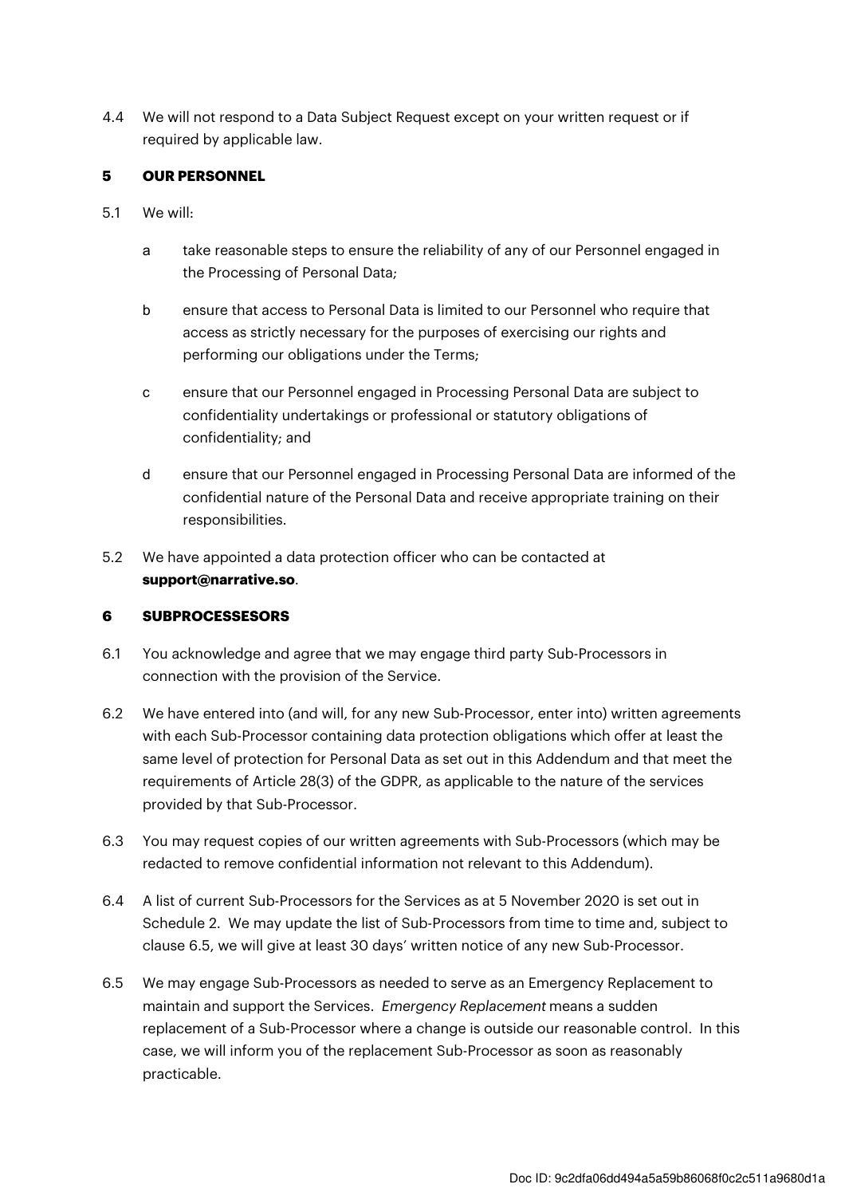4.4 We will not respond to a Data Subject Request except on your written request or if required by applicable law.

## 5 OUR PERSONNEL

5.1 We will:

a take reasonable steps to ensure the reliability of any of our Personnel engaged in the Processing of Personal Data;

b ensure that access to Personal Data is limited to our Personnel who require that access as strictly necessary for the purposes of exercising our rights and performing our obligations under the Terms;

c ensure that our Personnel engaged in Processing Personal Data are subject to confidentiality undertakings or professional or statutory obligations of confidentiality; and

d ensure that our Personnel engaged in Processing Personal Data are informed of the confidential nature of the Personal Data and receive appropriate training on their responsibilities.

5.2 We have appointed a data protection officer who can be contacted at **support@narrative.so**.

## 6 SUBPROCESSESORS

6.1 You acknowledge and agree that we may engage third party Sub-Processors in connection with the provision of the Service.

6.2 We have entered into (and will, for any new Sub-Processor, enter into) written agreements with each Sub-Processor containing data protection obligations which offer at least the same level of protection for Personal Data as set out in this Addendum and that meet the requirements of Article 28(3) of the GDPR, as applicable to the nature of the services provided by that Sub-Processor.

6.3 You may request copies of our written agreements with Sub-Processors (which may be redacted to remove confidential information not relevant to this Addendum).

6.4 A list of current Sub-Processors for the Services as at 5 November 2020 is set out in Schedule 2. We may update the list of Sub-Processors from time to time and, subject to clause 6.5, we will give at least 30 days' written notice of any new Sub-Processor.

6.5 We may engage Sub-Processors as needed to serve as an Emergency Replacement to maintain and support the Services. *Emergency Replacement* means a sudden replacement of a Sub-Processor where a change is outside our reasonable control. In this case, we will inform you of the replacement Sub-Processor as soon as reasonably practicable.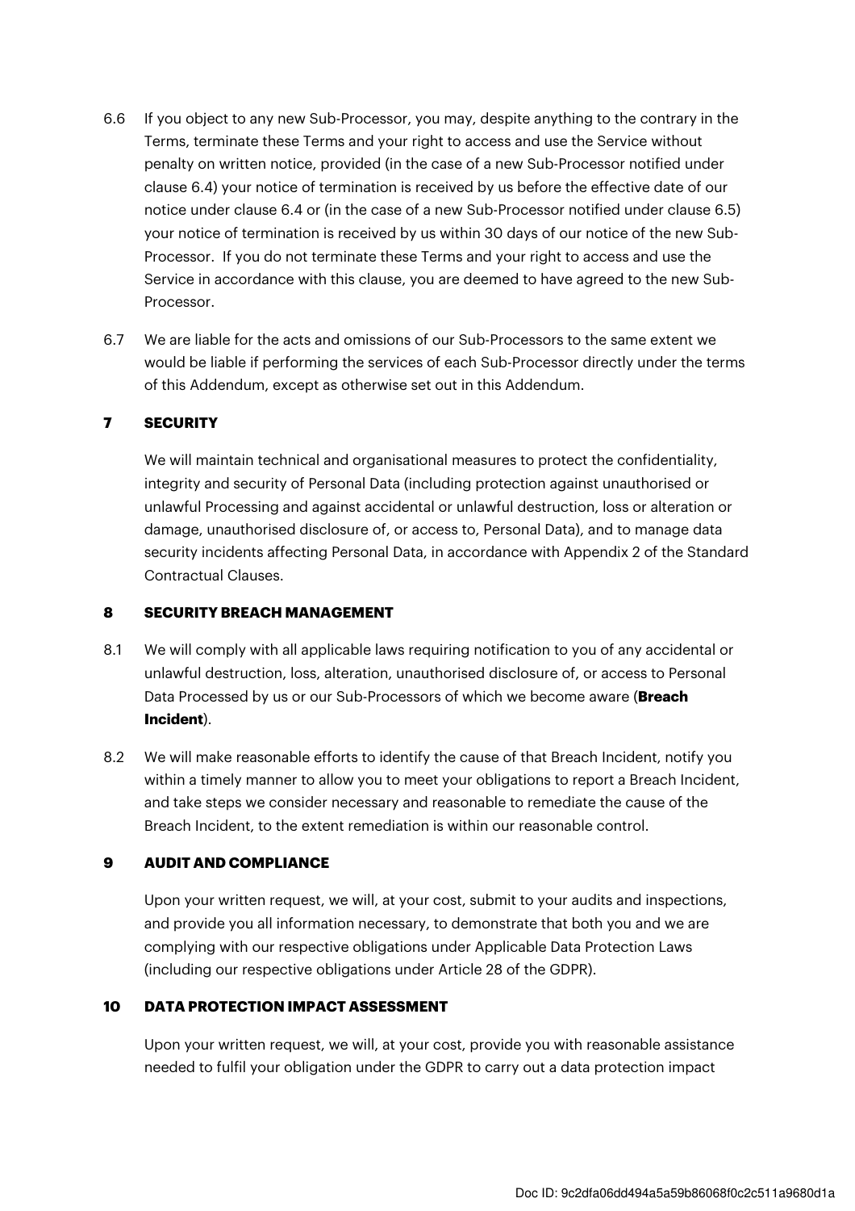6.6 If you object to any new Sub-Processor, you may, despite anything to the contrary in the Terms, terminate these Terms and your right to access and use the Service without penalty on written notice, provided (in the case of a new Sub-Processor notified under clause 6.4) your notice of termination is received by us before the effective date of our notice under clause 6.4 or (in the case of a new Sub-Processor notified under clause 6.5) your notice of termination is received by us within 30 days of our notice of the new Sub-Processor. If you do not terminate these Terms and your right to access and use the Service in accordance with this clause, you are deemed to have agreed to the new Sub-Processor.

6.7 We are liable for the acts and omissions of our Sub-Processors to the same extent we would be liable if performing the services of each Sub-Processor directly under the terms of this Addendum, except as otherwise set out in this Addendum.

## 7 SECURITY

We will maintain technical and organisational measures to protect the confidentiality, integrity and security of Personal Data (including protection against unauthorised or unlawful Processing and against accidental or unlawful destruction, loss or alteration or damage, unauthorised disclosure of, or access to, Personal Data), and to manage data security incidents affecting Personal Data, in accordance with Appendix 2 of the Standard Contractual Clauses.

## 8 SECURITY BREACH MANAGEMENT

8.1 We will comply with all applicable laws requiring notification to you of any accidental or unlawful destruction, loss, alteration, unauthorised disclosure of, or access to Personal Data Processed by us or our Sub-Processors of which we become aware (**Breach Incident**).

8.2 We will make reasonable efforts to identify the cause of that Breach Incident, notify you within a timely manner to allow you to meet your obligations to report a Breach Incident, and take steps we consider necessary and reasonable to remediate the cause of the Breach Incident, to the extent remediation is within our reasonable control.

## 9 AUDIT AND COMPLIANCE

Upon your written request, we will, at your cost, submit to your audits and inspections, and provide you all information necessary, to demonstrate that both you and we are complying with our respective obligations under Applicable Data Protection Laws (including our respective obligations under Article 28 of the GDPR).

## 10 DATA PROTECTION IMPACT ASSESSMENT

Upon your written request, we will, at your cost, provide you with reasonable assistance needed to fulfil your obligation under the GDPR to carry out a data protection impact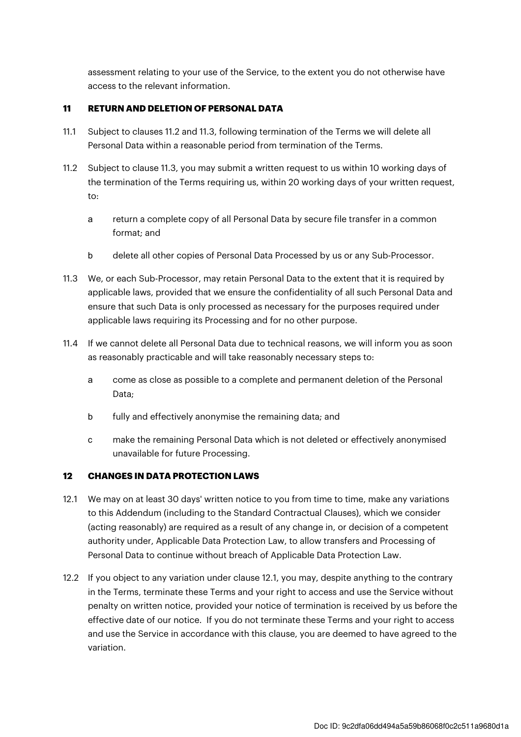assessment relating to your use of the Service, to the extent you do not otherwise have access to the relevant information.

## 11 RETURN AND DELETION OF PERSONAL DATA

11.1 Subject to clauses 11.2 and 11.3, following termination of the Terms we will delete all Personal Data within a reasonable period from termination of the Terms.

11.2 Subject to clause 11.3, you may submit a written request to us within 10 working days of the termination of the Terms requiring us, within 20 working days of your written request, to:

- a return a complete copy of all Personal Data by secure file transfer in a common format; and
- b delete all other copies of Personal Data Processed by us or any Sub-Processor.

11.3 We, or each Sub-Processor, may retain Personal Data to the extent that it is required by applicable laws, provided that we ensure the confidentiality of all such Personal Data and ensure that such Data is only processed as necessary for the purposes required under applicable laws requiring its Processing and for no other purpose.

11.4 If we cannot delete all Personal Data due to technical reasons, we will inform you as soon as reasonably practicable and will take reasonably necessary steps to:

- a come as close as possible to a complete and permanent deletion of the Personal Data;
- b fully and effectively anonymise the remaining data; and
- c make the remaining Personal Data which is not deleted or effectively anonymised unavailable for future Processing.

## 12 CHANGES IN DATA PROTECTION LAWS

12.1 We may on at least 30 days' written notice to you from time to time, make any variations to this Addendum (including to the Standard Contractual Clauses), which we consider (acting reasonably) are required as a result of any change in, or decision of a competent authority under, Applicable Data Protection Law, to allow transfers and Processing of Personal Data to continue without breach of Applicable Data Protection Law.

12.2 If you object to any variation under clause 12.1, you may, despite anything to the contrary in the Terms, terminate these Terms and your right to access and use the Service without penalty on written notice, provided your notice of termination is received by us before the effective date of our notice. If you do not terminate these Terms and your right to access and use the Service in accordance with this clause, you are deemed to have agreed to the variation.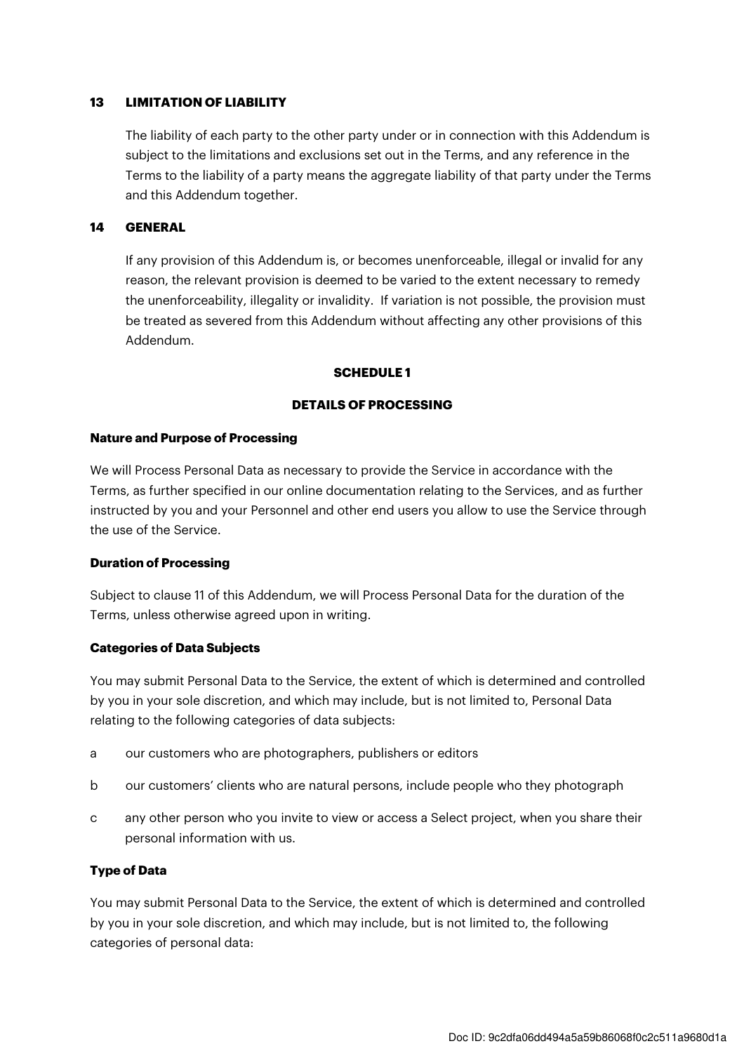## 13 LIMITATION OF LIABILITY

The liability of each party to the other party under or in connection with this Addendum is subject to the limitations and exclusions set out in the Terms, and any reference in the Terms to the liability of a party means the aggregate liability of that party under the Terms and this Addendum together.

## 14 GENERAL

If any provision of this Addendum is, or becomes unenforceable, illegal or invalid for any reason, the relevant provision is deemed to be varied to the extent necessary to remedy the unenforceability, illegality or invalidity. If variation is not possible, the provision must be treated as severed from this Addendum without affecting any other provisions of this Addendum.

# SCHEDULE 1

## DETAILS OF PROCESSING

**Nature and Purpose of Processing**

We will Process Personal Data as necessary to provide the Service in accordance with the Terms, as further specified in our online documentation relating to the Services, and as further instructed by you and your Personnel and other end users you allow to use the Service through the use of the Service.

**Duration of Processing**

Subject to clause 11 of this Addendum, we will Process Personal Data for the duration of the Terms, unless otherwise agreed upon in writing.

**Categories of Data Subjects**

You may submit Personal Data to the Service, the extent of which is determined and controlled by you in your sole discretion, and which may include, but is not limited to, Personal Data relating to the following categories of data subjects:

a our customers who are photographers, publishers or editors

b our customers' clients who are natural persons, include people who they photograph

c any other person who you invite to view or access a Select project, when you share their personal information with us.

**Type of Data**

You may submit Personal Data to the Service, the extent of which is determined and controlled by you in your sole discretion, and which may include, but is not limited to, the following categories of personal data: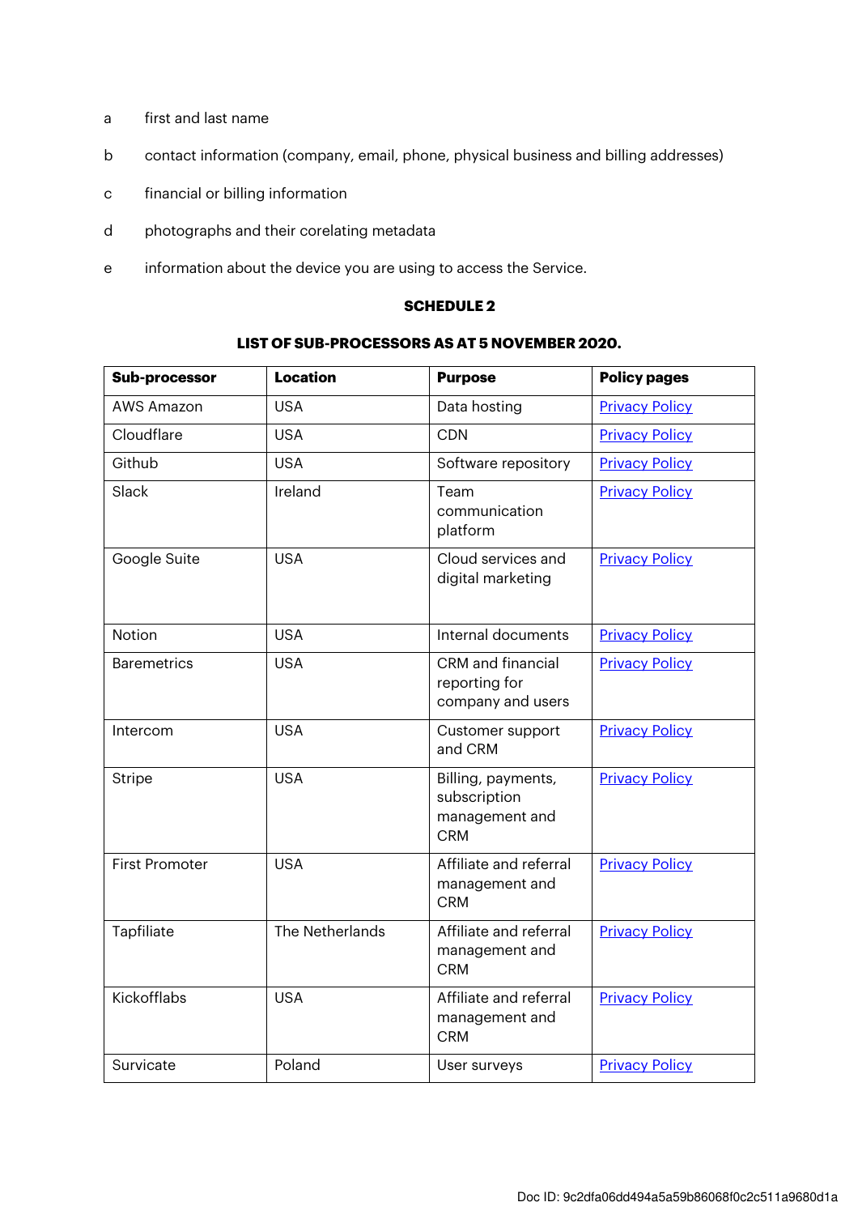a first and last name

b contact information (company, email, phone, physical business and billing addresses)

c financial or billing information

d photographs and their corelating metadata

e information about the device you are using to access the Service.

**SCHEDULE 2**

**LIST OF SUB-PROCESSORS AS AT 5 NOVEMBER 2020.**

| **Sub-processor** | **Location** | **Purpose** | **Policy pages** |
|---|---|---|---|
| AWS Amazon | USA | Data hosting | Privacy Policy |
| Cloudflare | USA | CDN | Privacy Policy |
| Github | USA | Software repository | Privacy Policy |
| Slack | Ireland | Team communication platform | Privacy Policy |
| Google Suite | USA | Cloud services and digital marketing | Privacy Policy |
| Notion | USA | Internal documents | Privacy Policy |
| Baremetrics | USA | CRM and financial reporting for company and users | Privacy Policy |
| Intercom | USA | Customer support and CRM | Privacy Policy |
| Stripe | USA | Billing, payments, subscription management and CRM | Privacy Policy |
| First Promoter | USA | Affiliate and referral management and CRM | Privacy Policy |
| Tapfiliate | The Netherlands | Affiliate and referral management and CRM | Privacy Policy |
| Kickofflabs | USA | Affiliate and referral management and CRM | Privacy Policy |
| Survicate | Poland | User surveys | Privacy Policy |

Doc ID: 9c2dfa06dd494a5a59b86068f0c2c511a9680d1a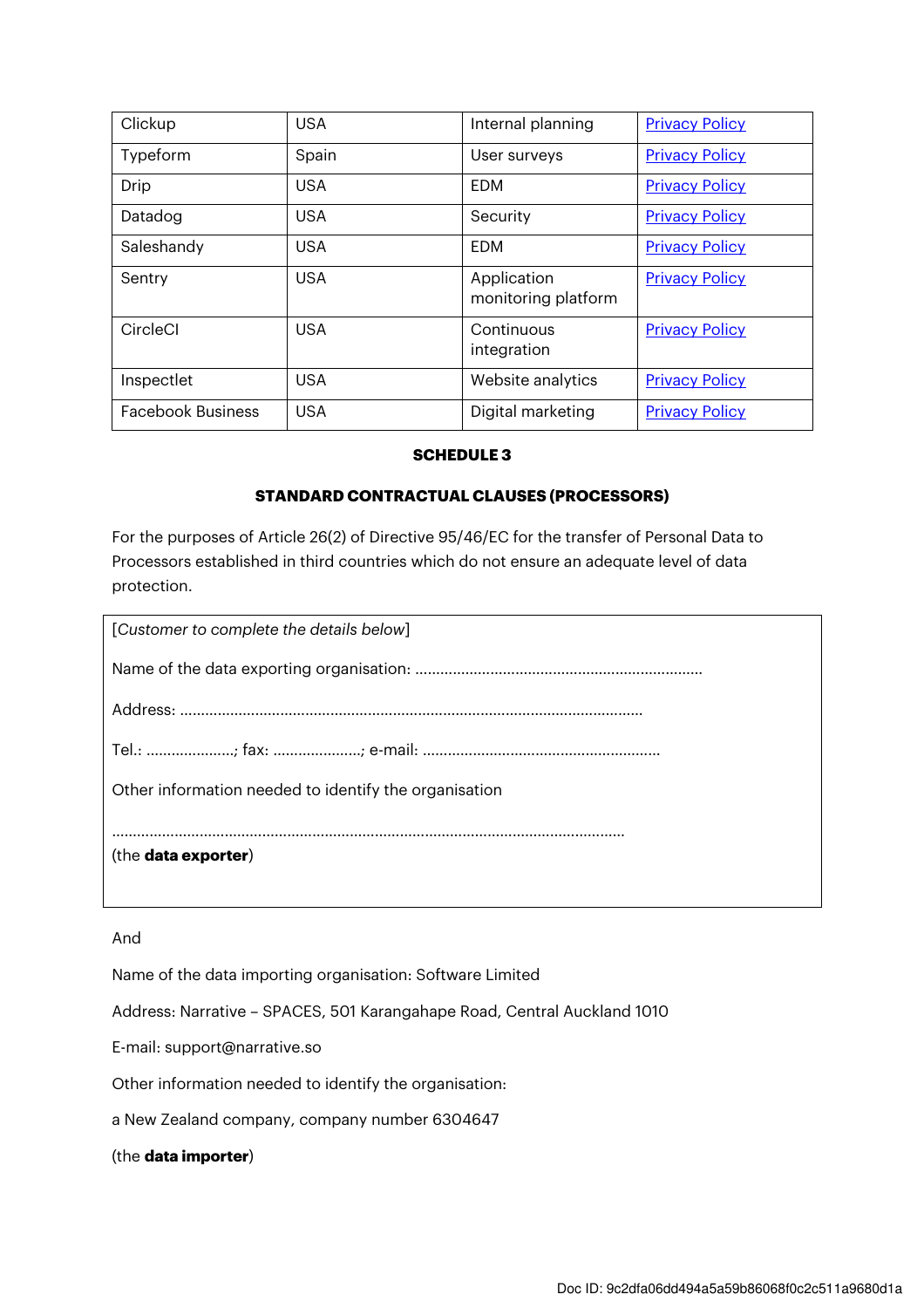| | | | |
|---|---|---|---|
| Clickup | USA | Internal planning | Privacy Policy |
| Typeform | Spain | User surveys | Privacy Policy |
| Drip | USA | EDM | Privacy Policy |
| Datadog | USA | Security | Privacy Policy |
| Saleshandy | USA | EDM | Privacy Policy |
| Sentry | USA | Application monitoring platform | Privacy Policy |
| CircleCI | USA | Continuous integration | Privacy Policy |
| Inspectlet | USA | Website analytics | Privacy Policy |
| Facebook Business | USA | Digital marketing | Privacy Policy |

## SCHEDULE 3

## STANDARD CONTRACTUAL CLAUSES (PROCESSORS)

For the purposes of Article 26(2) of Directive 95/46/EC for the transfer of Personal Data to Processors established in third countries which do not ensure an adequate level of data protection.

[*Customer to complete the details below*]

Name of the data exporting organisation: ....................................................................

Address: ..............................................................................................................

Tel.: .....................; fax: .....................; e-mail: .........................................................

Other information needed to identify the organisation

.........................................................................................................................

(the **data exporter**)

And

Name of the data importing organisation: Software Limited

Address: Narrative – SPACES, 501 Karangahape Road, Central Auckland 1010

E-mail: support@narrative.so

Other information needed to identify the organisation:

a New Zealand company, company number 6304647

(the **data importer**)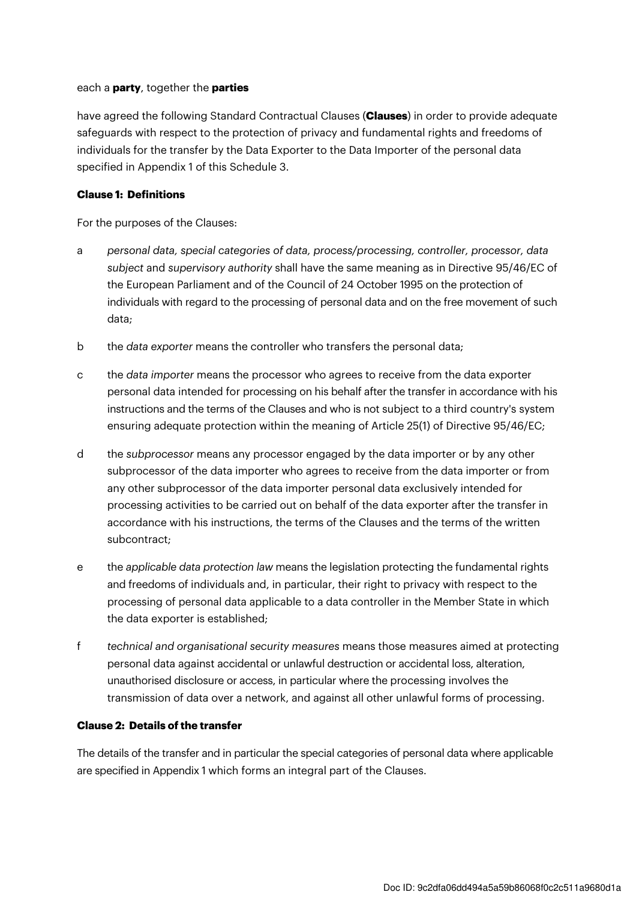each a **party**, together the **parties**

have agreed the following Standard Contractual Clauses (**Clauses**) in order to provide adequate safeguards with respect to the protection of privacy and fundamental rights and freedoms of individuals for the transfer by the Data Exporter to the Data Importer of the personal data specified in Appendix 1 of this Schedule 3.

**Clause 1: Definitions**

For the purposes of the Clauses:

a *personal data, special categories of data, process/processing, controller, processor, data subject* and *supervisory authority* shall have the same meaning as in Directive 95/46/EC of the European Parliament and of the Council of 24 October 1995 on the protection of individuals with regard to the processing of personal data and on the free movement of such data;

b the *data exporter* means the controller who transfers the personal data;

c the *data importer* means the processor who agrees to receive from the data exporter personal data intended for processing on his behalf after the transfer in accordance with his instructions and the terms of the Clauses and who is not subject to a third country's system ensuring adequate protection within the meaning of Article 25(1) of Directive 95/46/EC;

d the *subprocessor* means any processor engaged by the data importer or by any other subprocessor of the data importer who agrees to receive from the data importer or from any other subprocessor of the data importer personal data exclusively intended for processing activities to be carried out on behalf of the data exporter after the transfer in accordance with his instructions, the terms of the Clauses and the terms of the written subcontract;

e the *applicable data protection law* means the legislation protecting the fundamental rights and freedoms of individuals and, in particular, their right to privacy with respect to the processing of personal data applicable to a data controller in the Member State in which the data exporter is established;

f *technical and organisational security measures* means those measures aimed at protecting personal data against accidental or unlawful destruction or accidental loss, alteration, unauthorised disclosure or access, in particular where the processing involves the transmission of data over a network, and against all other unlawful forms of processing.

**Clause 2: Details of the transfer**

The details of the transfer and in particular the special categories of personal data where applicable are specified in Appendix 1 which forms an integral part of the Clauses.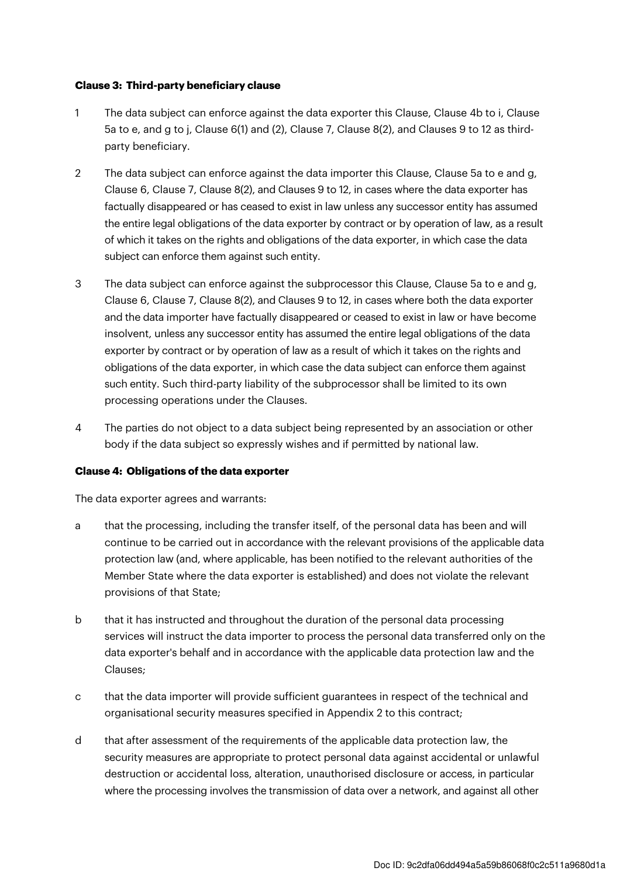**Clause 3: Third-party beneficiary clause**

1. The data subject can enforce against the data exporter this Clause, Clause 4b to i, Clause 5a to e, and g to j, Clause 6(1) and (2), Clause 7, Clause 8(2), and Clauses 9 to 12 as third-party beneficiary.

2. The data subject can enforce against the data importer this Clause, Clause 5a to e and g, Clause 6, Clause 7, Clause 8(2), and Clauses 9 to 12, in cases where the data exporter has factually disappeared or has ceased to exist in law unless any successor entity has assumed the entire legal obligations of the data exporter by contract or by operation of law, as a result of which it takes on the rights and obligations of the data exporter, in which case the data subject can enforce them against such entity.

3. The data subject can enforce against the subprocessor this Clause, Clause 5a to e and g, Clause 6, Clause 7, Clause 8(2), and Clauses 9 to 12, in cases where both the data exporter and the data importer have factually disappeared or ceased to exist in law or have become insolvent, unless any successor entity has assumed the entire legal obligations of the data exporter by contract or by operation of law as a result of which it takes on the rights and obligations of the data exporter, in which case the data subject can enforce them against such entity. Such third-party liability of the subprocessor shall be limited to its own processing operations under the Clauses.

4. The parties do not object to a data subject being represented by an association or other body if the data subject so expressly wishes and if permitted by national law.

**Clause 4: Obligations of the data exporter**

The data exporter agrees and warrants:

a. that the processing, including the transfer itself, of the personal data has been and will continue to be carried out in accordance with the relevant provisions of the applicable data protection law (and, where applicable, has been notified to the relevant authorities of the Member State where the data exporter is established) and does not violate the relevant provisions of that State;

b. that it has instructed and throughout the duration of the personal data processing services will instruct the data importer to process the personal data transferred only on the data exporter's behalf and in accordance with the applicable data protection law and the Clauses;

c. that the data importer will provide sufficient guarantees in respect of the technical and organisational security measures specified in Appendix 2 to this contract;

d. that after assessment of the requirements of the applicable data protection law, the security measures are appropriate to protect personal data against accidental or unlawful destruction or accidental loss, alteration, unauthorised disclosure or access, in particular where the processing involves the transmission of data over a network, and against all other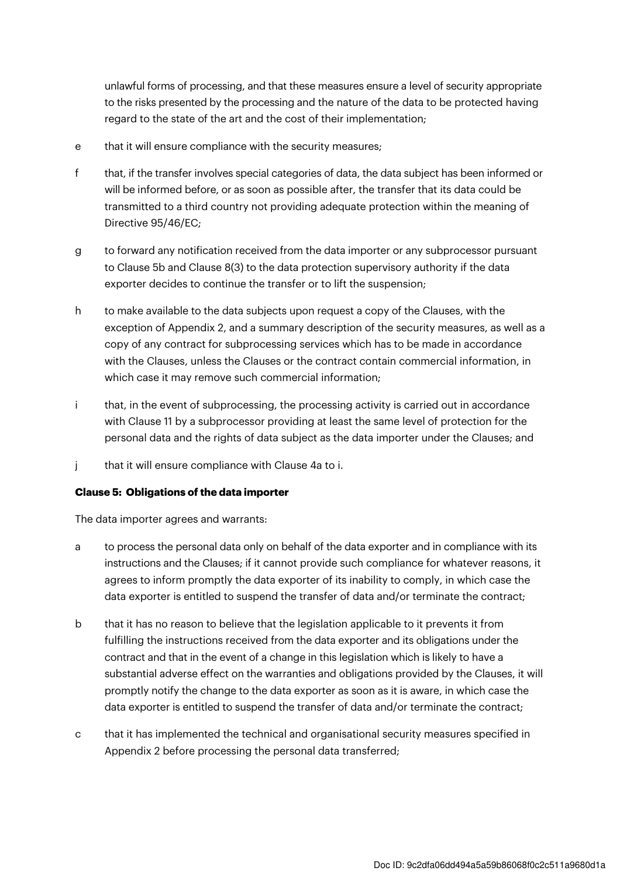unlawful forms of processing, and that these measures ensure a level of security appropriate to the risks presented by the processing and the nature of the data to be protected having regard to the state of the art and the cost of their implementation;

e that it will ensure compliance with the security measures;

f that, if the transfer involves special categories of data, the data subject has been informed or will be informed before, or as soon as possible after, the transfer that its data could be transmitted to a third country not providing adequate protection within the meaning of Directive 95/46/EC;

g to forward any notification received from the data importer or any subprocessor pursuant to Clause 5b and Clause 8(3) to the data protection supervisory authority if the data exporter decides to continue the transfer or to lift the suspension;

h to make available to the data subjects upon request a copy of the Clauses, with the exception of Appendix 2, and a summary description of the security measures, as well as a copy of any contract for subprocessing services which has to be made in accordance with the Clauses, unless the Clauses or the contract contain commercial information, in which case it may remove such commercial information;

i that, in the event of subprocessing, the processing activity is carried out in accordance with Clause 11 by a subprocessor providing at least the same level of protection for the personal data and the rights of data subject as the data importer under the Clauses; and

j that it will ensure compliance with Clause 4a to i.

**Clause 5: Obligations of the data importer**

The data importer agrees and warrants:

a to process the personal data only on behalf of the data exporter and in compliance with its instructions and the Clauses; if it cannot provide such compliance for whatever reasons, it agrees to inform promptly the data exporter of its inability to comply, in which case the data exporter is entitled to suspend the transfer of data and/or terminate the contract;

b that it has no reason to believe that the legislation applicable to it prevents it from fulfilling the instructions received from the data exporter and its obligations under the contract and that in the event of a change in this legislation which is likely to have a substantial adverse effect on the warranties and obligations provided by the Clauses, it will promptly notify the change to the data exporter as soon as it is aware, in which case the data exporter is entitled to suspend the transfer of data and/or terminate the contract;

c that it has implemented the technical and organisational security measures specified in Appendix 2 before processing the personal data transferred;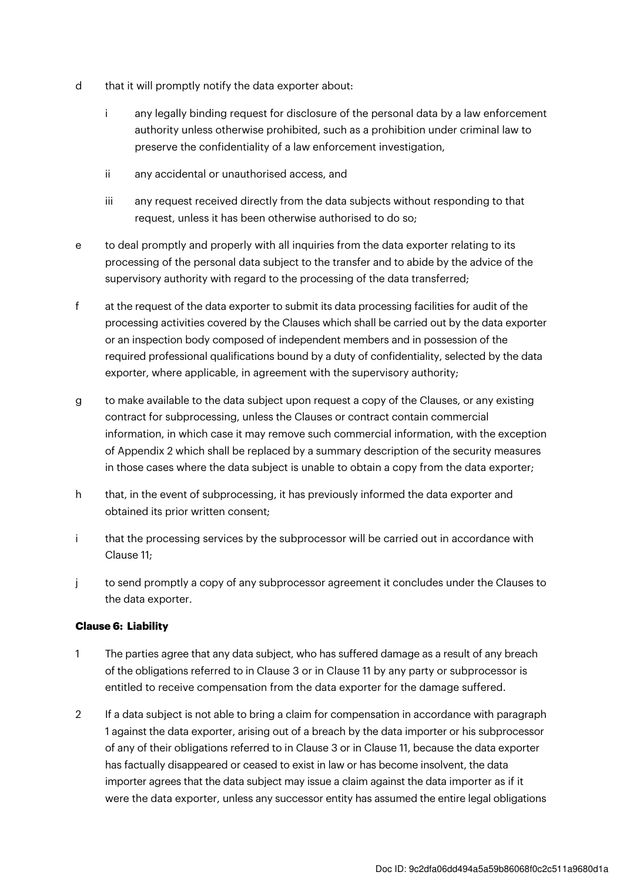d that it will promptly notify the data exporter about:

   i any legally binding request for disclosure of the personal data by a law enforcement authority unless otherwise prohibited, such as a prohibition under criminal law to preserve the confidentiality of a law enforcement investigation,

   ii any accidental or unauthorised access, and

   iii any request received directly from the data subjects without responding to that request, unless it has been otherwise authorised to do so;

e to deal promptly and properly with all inquiries from the data exporter relating to its processing of the personal data subject to the transfer and to abide by the advice of the supervisory authority with regard to the processing of the data transferred;

f at the request of the data exporter to submit its data processing facilities for audit of the processing activities covered by the Clauses which shall be carried out by the data exporter or an inspection body composed of independent members and in possession of the required professional qualifications bound by a duty of confidentiality, selected by the data exporter, where applicable, in agreement with the supervisory authority;

g to make available to the data subject upon request a copy of the Clauses, or any existing contract for subprocessing, unless the Clauses or contract contain commercial information, in which case it may remove such commercial information, with the exception of Appendix 2 which shall be replaced by a summary description of the security measures in those cases where the data subject is unable to obtain a copy from the data exporter;

h that, in the event of subprocessing, it has previously informed the data exporter and obtained its prior written consent;

i that the processing services by the subprocessor will be carried out in accordance with Clause 11;

j to send promptly a copy of any subprocessor agreement it concludes under the Clauses to the data exporter.

**Clause 6: Liability**

1 The parties agree that any data subject, who has suffered damage as a result of any breach of the obligations referred to in Clause 3 or in Clause 11 by any party or subprocessor is entitled to receive compensation from the data exporter for the damage suffered.

2 If a data subject is not able to bring a claim for compensation in accordance with paragraph 1 against the data exporter, arising out of a breach by the data importer or his subprocessor of any of their obligations referred to in Clause 3 or in Clause 11, because the data exporter has factually disappeared or ceased to exist in law or has become insolvent, the data importer agrees that the data subject may issue a claim against the data importer as if it were the data exporter, unless any successor entity has assumed the entire legal obligations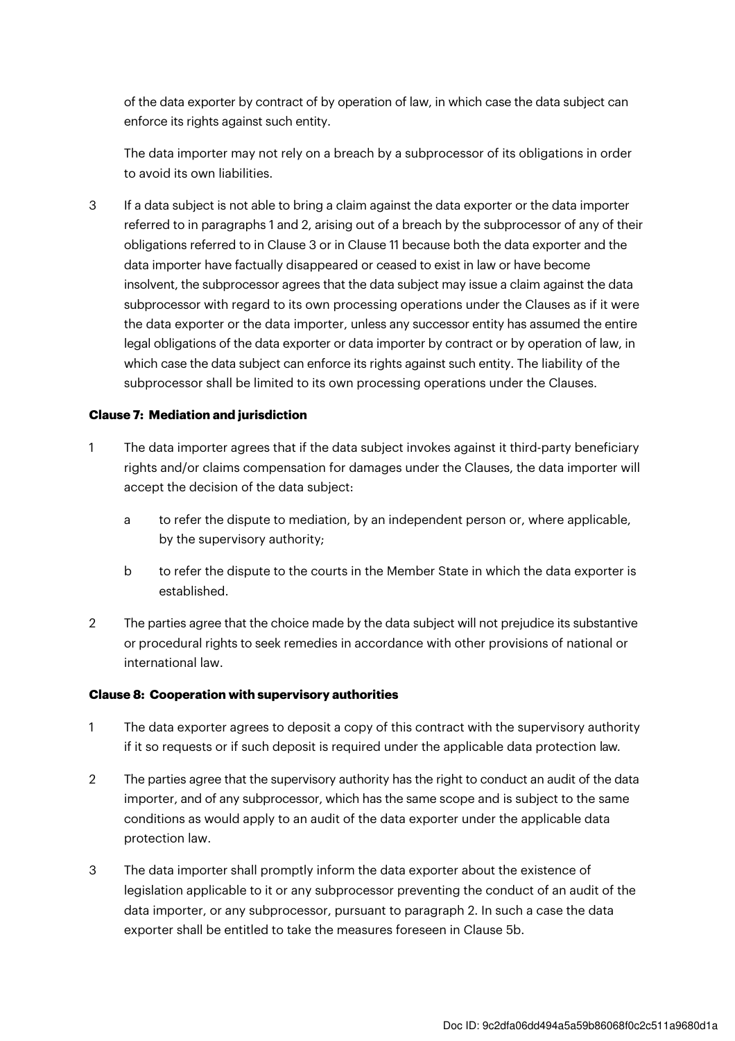of the data exporter by contract of by operation of law, in which case the data subject can enforce its rights against such entity.

The data importer may not rely on a breach by a subprocessor of its obligations in order to avoid its own liabilities.

3 If a data subject is not able to bring a claim against the data exporter or the data importer referred to in paragraphs 1 and 2, arising out of a breach by the subprocessor of any of their obligations referred to in Clause 3 or in Clause 11 because both the data exporter and the data importer have factually disappeared or ceased to exist in law or have become insolvent, the subprocessor agrees that the data subject may issue a claim against the data subprocessor with regard to its own processing operations under the Clauses as if it were the data exporter or the data importer, unless any successor entity has assumed the entire legal obligations of the data exporter or data importer by contract or by operation of law, in which case the data subject can enforce its rights against such entity. The liability of the subprocessor shall be limited to its own processing operations under the Clauses.

**Clause 7: Mediation and jurisdiction**

1 The data importer agrees that if the data subject invokes against it third-party beneficiary rights and/or claims compensation for damages under the Clauses, the data importer will accept the decision of the data subject:

   a to refer the dispute to mediation, by an independent person or, where applicable, by the supervisory authority;

   b to refer the dispute to the courts in the Member State in which the data exporter is established.

2 The parties agree that the choice made by the data subject will not prejudice its substantive or procedural rights to seek remedies in accordance with other provisions of national or international law.

**Clause 8: Cooperation with supervisory authorities**

1 The data exporter agrees to deposit a copy of this contract with the supervisory authority if it so requests or if such deposit is required under the applicable data protection law.

2 The parties agree that the supervisory authority has the right to conduct an audit of the data importer, and of any subprocessor, which has the same scope and is subject to the same conditions as would apply to an audit of the data exporter under the applicable data protection law.

3 The data importer shall promptly inform the data exporter about the existence of legislation applicable to it or any subprocessor preventing the conduct of an audit of the data importer, or any subprocessor, pursuant to paragraph 2. In such a case the data exporter shall be entitled to take the measures foreseen in Clause 5b.

Doc ID: 9c2dfa06dd494a5a59b86068f0c2c511a9680d1a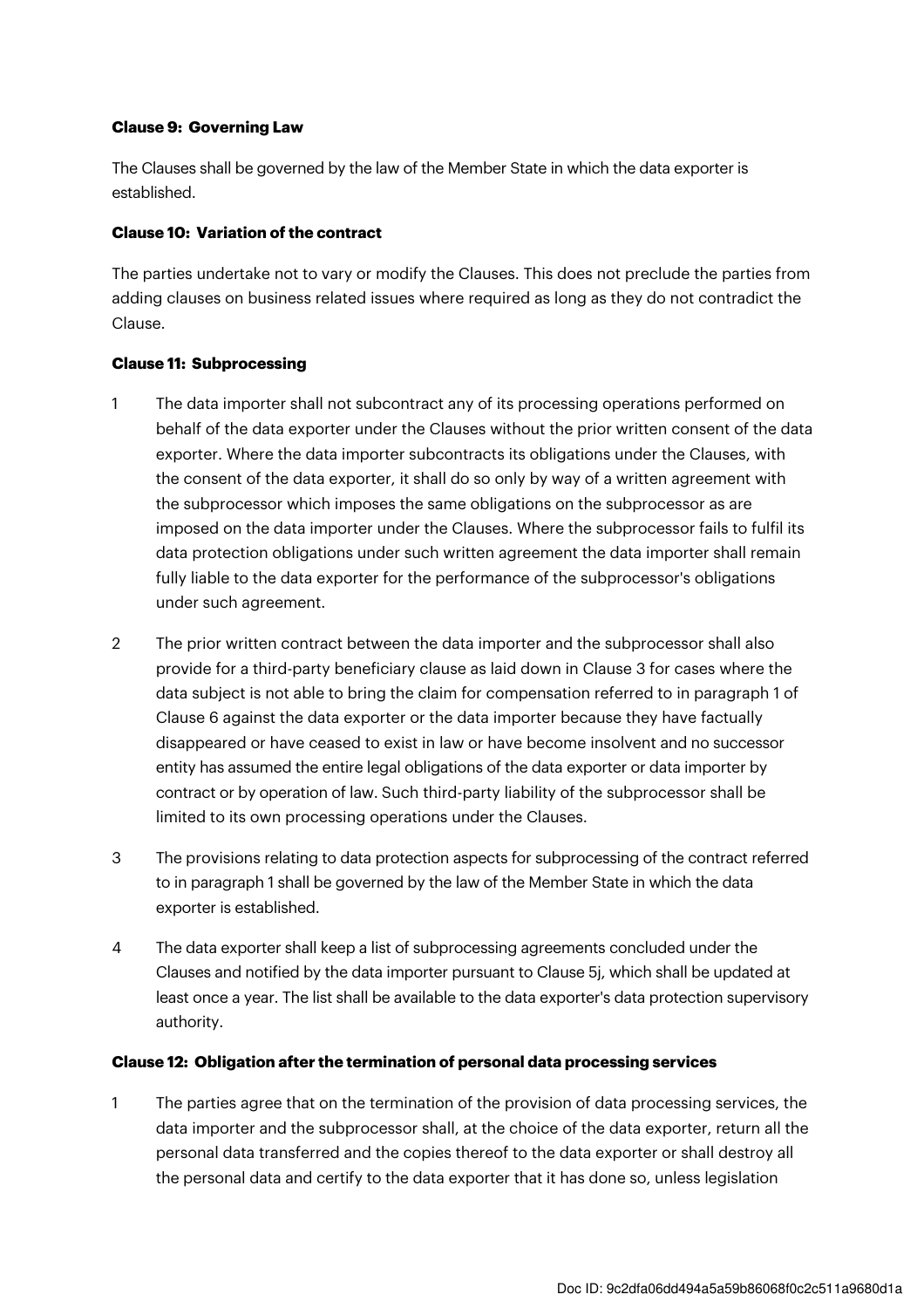**Clause 9: Governing Law**

The Clauses shall be governed by the law of the Member State in which the data exporter is established.

**Clause 10: Variation of the contract**

The parties undertake not to vary or modify the Clauses. This does not preclude the parties from adding clauses on business related issues where required as long as they do not contradict the Clause.

**Clause 11: Subprocessing**

1 The data importer shall not subcontract any of its processing operations performed on behalf of the data exporter under the Clauses without the prior written consent of the data exporter. Where the data importer subcontracts its obligations under the Clauses, with the consent of the data exporter, it shall do so only by way of a written agreement with the subprocessor which imposes the same obligations on the subprocessor as are imposed on the data importer under the Clauses. Where the subprocessor fails to fulfil its data protection obligations under such written agreement the data importer shall remain fully liable to the data exporter for the performance of the subprocessor's obligations under such agreement.

2 The prior written contract between the data importer and the subprocessor shall also provide for a third-party beneficiary clause as laid down in Clause 3 for cases where the data subject is not able to bring the claim for compensation referred to in paragraph 1 of Clause 6 against the data exporter or the data importer because they have factually disappeared or have ceased to exist in law or have become insolvent and no successor entity has assumed the entire legal obligations of the data exporter or data importer by contract or by operation of law. Such third-party liability of the subprocessor shall be limited to its own processing operations under the Clauses.

3 The provisions relating to data protection aspects for subprocessing of the contract referred to in paragraph 1 shall be governed by the law of the Member State in which the data exporter is established.

4 The data exporter shall keep a list of subprocessing agreements concluded under the Clauses and notified by the data importer pursuant to Clause 5j, which shall be updated at least once a year. The list shall be available to the data exporter's data protection supervisory authority.

**Clause 12: Obligation after the termination of personal data processing services**

1 The parties agree that on the termination of the provision of data processing services, the data importer and the subprocessor shall, at the choice of the data exporter, return all the personal data transferred and the copies thereof to the data exporter or shall destroy all the personal data and certify to the data exporter that it has done so, unless legislation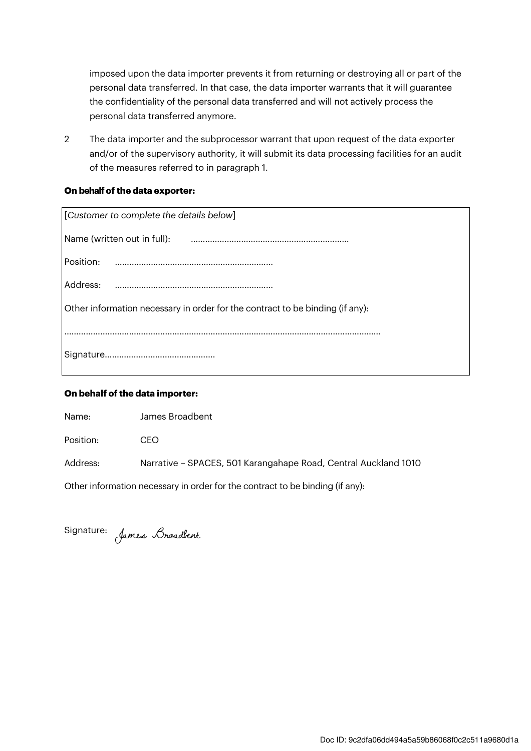imposed upon the data importer prevents it from returning or destroying all or part of the personal data transferred. In that case, the data importer warrants that it will guarantee the confidentiality of the personal data transferred and will not actively process the personal data transferred anymore.

2 The data importer and the subprocessor warrant that upon request of the data exporter and/or of the supervisory authority, it will submit its data processing facilities for an audit of the measures referred to in paragraph 1.

**On behalf of the data exporter:**

[*Customer to complete the details below*]

Name (written out in full): ..................................................................

Position: ..................................................................

Address: ..................................................................

Other information necessary in order for the contract to be binding (if any):

..................................................................................................................................

Signature..............................................

**On behalf of the data importer:**

Name: James Broadbent

Position: CEO

Address: Narrative – SPACES, 501 Karangahape Road, Central Auckland 1010

Other information necessary in order for the contract to be binding (if any):

Signature: James Broadbent

Doc ID: 9c2dfa06dd494a5a59b86068f0c2c511a9680d1a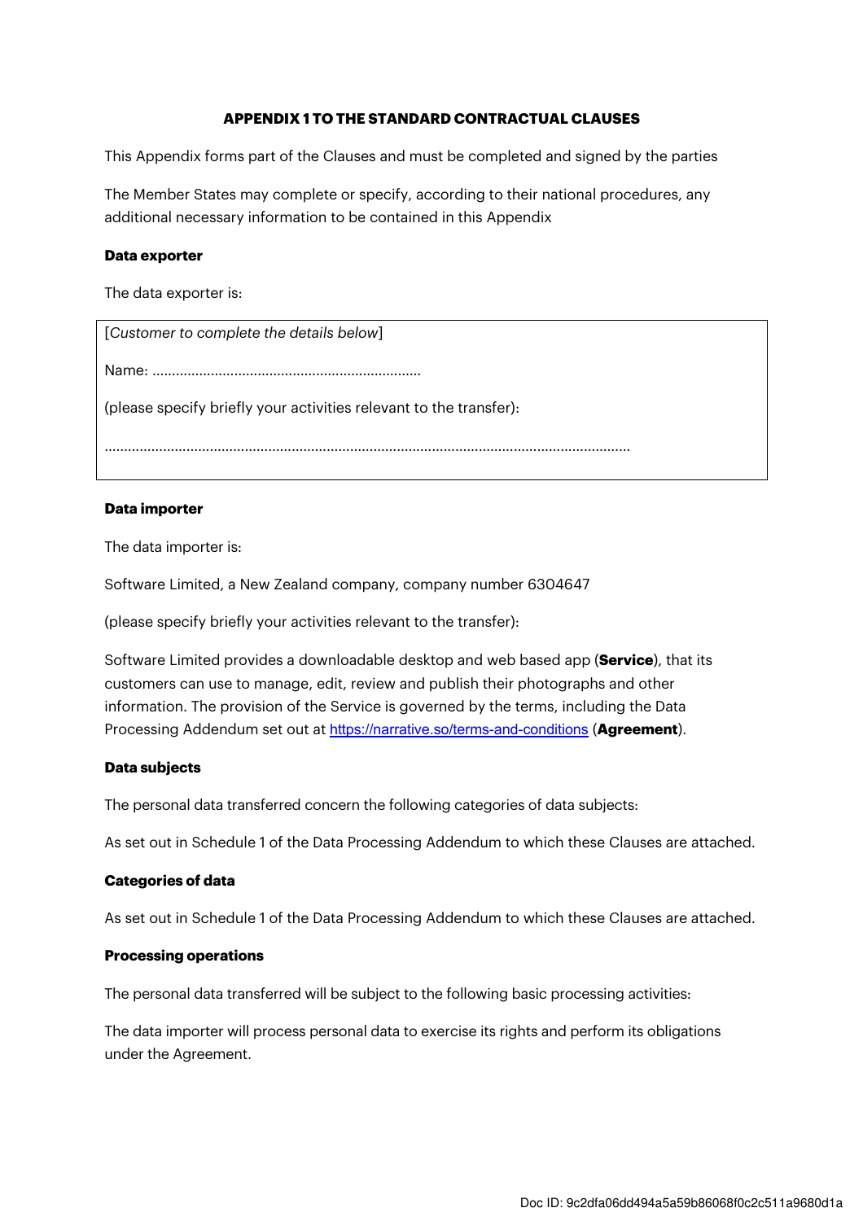**APPENDIX 1 TO THE STANDARD CONTRACTUAL CLAUSES**

This Appendix forms part of the Clauses and must be completed and signed by the parties

The Member States may complete or specify, according to their national procedures, any additional necessary information to be contained in this Appendix

**Data exporter**

The data exporter is:

[*Customer to complete the details below*]

Name: ....................................................................

(please specify briefly your activities relevant to the transfer):

......................................................................................................................................

**Data importer**

The data importer is:

Software Limited, a New Zealand company, company number 6304647

(please specify briefly your activities relevant to the transfer):

Software Limited provides a downloadable desktop and web based app (**Service**), that its customers can use to manage, edit, review and publish their photographs and other information. The provision of the Service is governed by the terms, including the Data Processing Addendum set out at https://narrative.so/terms-and-conditions (**Agreement**).

**Data subjects**

The personal data transferred concern the following categories of data subjects:

As set out in Schedule 1 of the Data Processing Addendum to which these Clauses are attached.

**Categories of data**

As set out in Schedule 1 of the Data Processing Addendum to which these Clauses are attached.

**Processing operations**

The personal data transferred will be subject to the following basic processing activities:

The data importer will process personal data to exercise its rights and perform its obligations under the Agreement.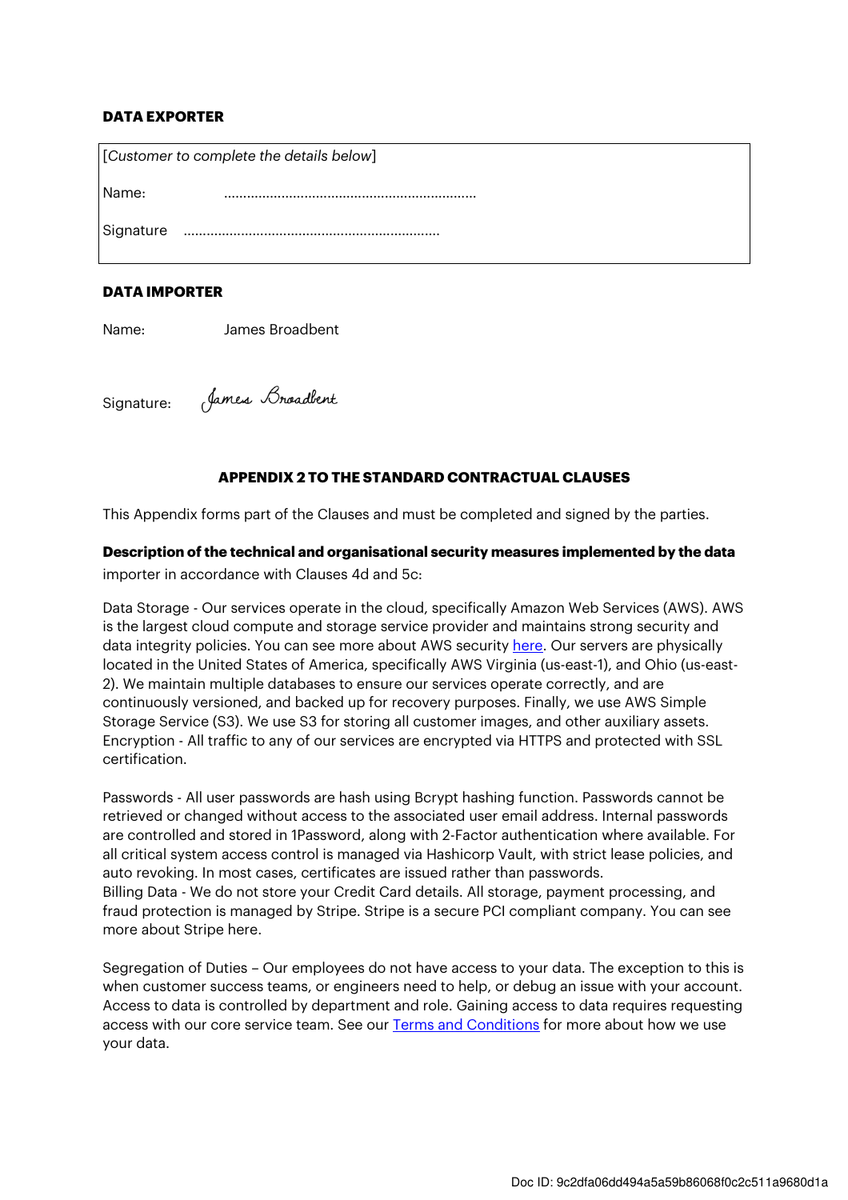**DATA EXPORTER**

[*Customer to complete the details below*]

Name: ...................................................................

Signature ...................................................................

**DATA IMPORTER**

Name: James Broadbent

Signature: James Broadbent

**APPENDIX 2 TO THE STANDARD CONTRACTUAL CLAUSES**

This Appendix forms part of the Clauses and must be completed and signed by the parties.

**Description of the technical and organisational security measures implemented by the data** importer in accordance with Clauses 4d and 5c:

Data Storage - Our services operate in the cloud, specifically Amazon Web Services (AWS). AWS is the largest cloud compute and storage service provider and maintains strong security and data integrity policies. You can see more about AWS security here. Our servers are physically located in the United States of America, specifically AWS Virginia (us-east-1), and Ohio (us-east-2). We maintain multiple databases to ensure our services operate correctly, and are continuously versioned, and backed up for recovery purposes. Finally, we use AWS Simple Storage Service (S3). We use S3 for storing all customer images, and other auxiliary assets. Encryption - All traffic to any of our services are encrypted via HTTPS and protected with SSL certification.

Passwords - All user passwords are hash using Bcrypt hashing function. Passwords cannot be retrieved or changed without access to the associated user email address. Internal passwords are controlled and stored in 1Password, along with 2-Factor authentication where available. For all critical system access control is managed via Hashicorp Vault, with strict lease policies, and auto revoking. In most cases, certificates are issued rather than passwords.
Billing Data - We do not store your Credit Card details. All storage, payment processing, and fraud protection is managed by Stripe. Stripe is a secure PCI compliant company. You can see more about Stripe here.

Segregation of Duties – Our employees do not have access to your data. The exception to this is when customer success teams, or engineers need to help, or debug an issue with your account. Access to data is controlled by department and role. Gaining access to data requires requesting access with our core service team. See our Terms and Conditions for more about how we use your data.

Doc ID: 9c2dfa06dd494a5a59b86068f0c2c511a9680d1a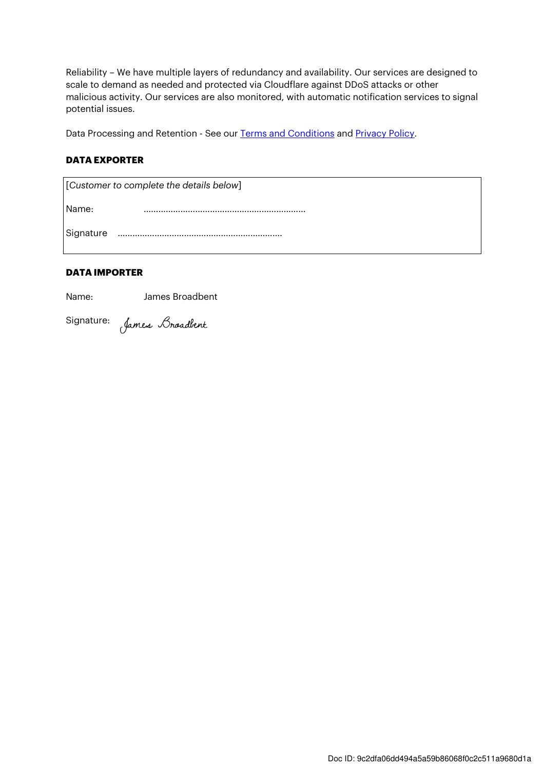Reliability – We have multiple layers of redundancy and availability. Our services are designed to scale to demand as needed and protected via Cloudflare against DDoS attacks or other malicious activity. Our services are also monitored, with automatic notification services to signal potential issues.

Data Processing and Retention - See our Terms and Conditions and Privacy Policy.

**DATA EXPORTER**

[*Customer to complete the details below*]

Name: ..................................................................

Signature ...................................................................

**DATA IMPORTER**

Name: James Broadbent

Signature: James Broadbent

Doc ID: 9c2dfa06dd494a5a59b86068f0c2c511a9680d1a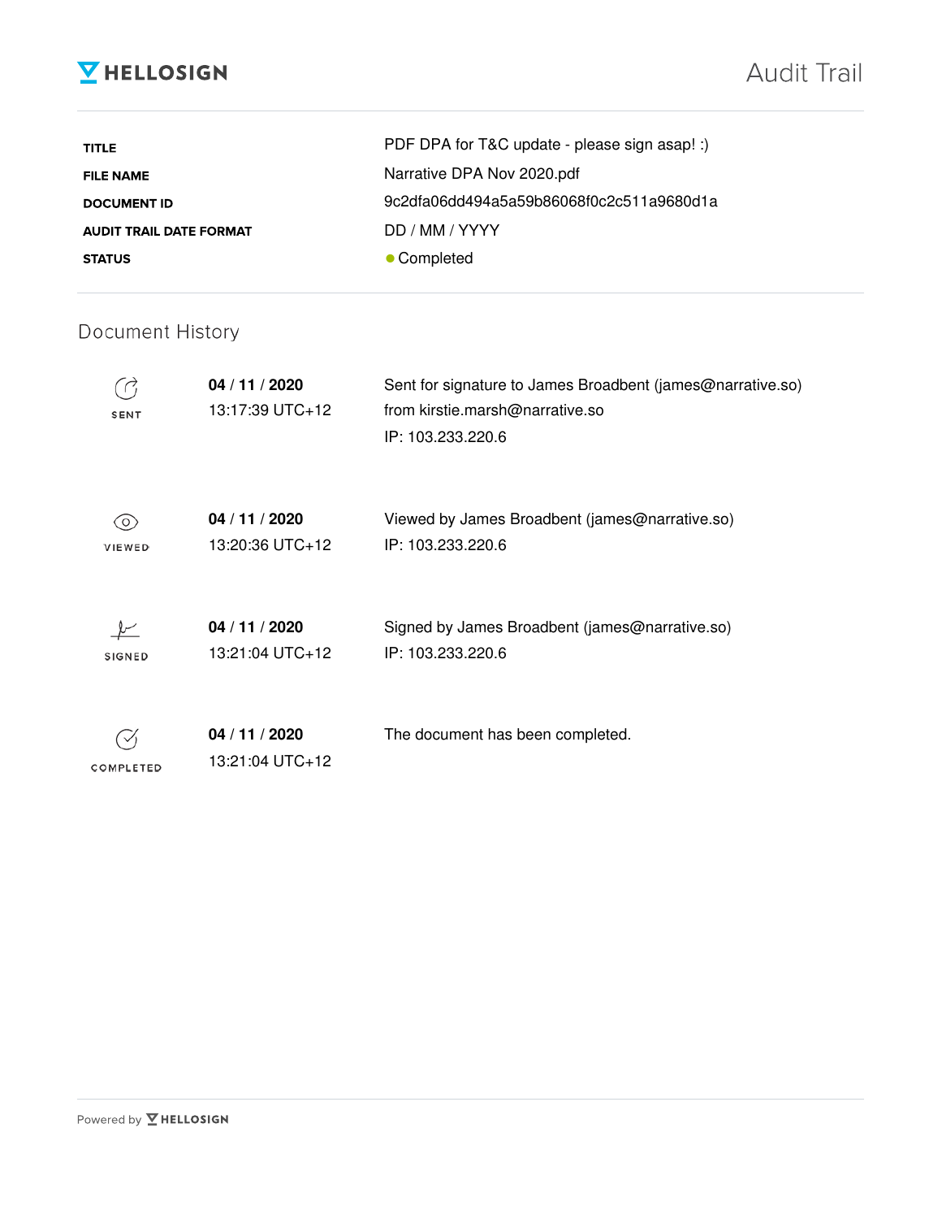HELLOSIGN

# Audit Trail

| | |
|---|---|
| **TITLE** | PDF DPA for T&C update - please sign asap! :) |
| **FILE NAME** | Narrative DPA Nov 2020.pdf |
| **DOCUMENT ID** | 9c2dfa06dd494a5a59b86068f0c2c511a9680d1a |
| **AUDIT TRAIL DATE FORMAT** | DD / MM / YYYY |
| **STATUS** | ● Completed |

## Document History

| | | |
|---|---|---|
| SENT | **04** / **11** / **2020** 13:17:39 UTC+12 | Sent for signature to James Broadbent (james@narrative.so) from kirstie.marsh@narrative.so IP: 103.233.220.6 |
| VIEWED | **04** / **11** / **2020** 13:20:36 UTC+12 | Viewed by James Broadbent (james@narrative.so) IP: 103.233.220.6 |
| SIGNED | **04** / **11** / **2020** 13:21:04 UTC+12 | Signed by James Broadbent (james@narrative.so) IP: 103.233.220.6 |
| COMPLETED | **04** / **11** / **2020** 13:21:04 UTC+12 | The document has been completed. |

Powered by HELLOSIGN